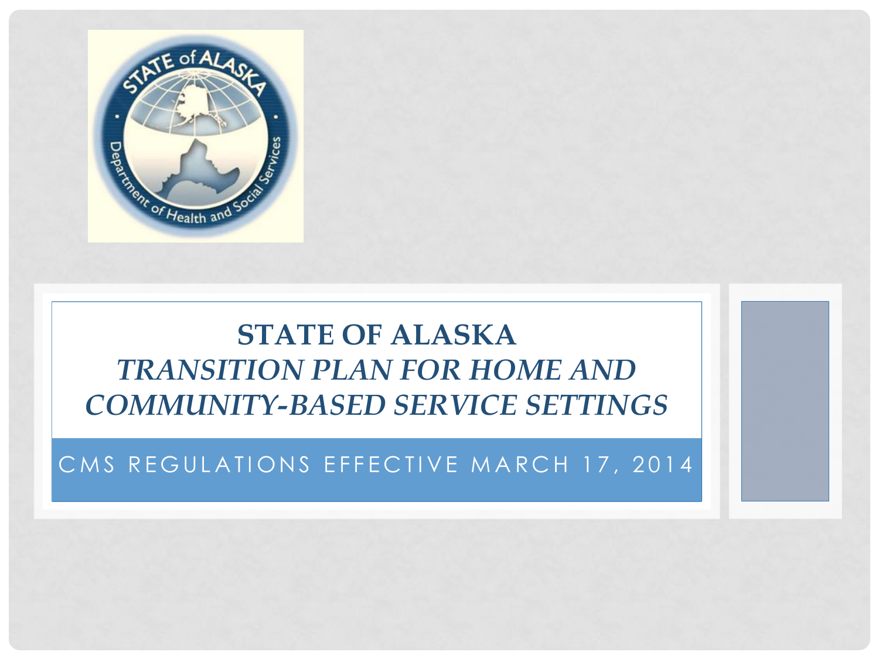# STATE OF ALASKA

## *TRANSITION PLAN FOR HOME AND COMMUNITY-BASED SERVICE SETTINGS*

CMS REGULATIONS EFFECTIVE MARCH 17, 2014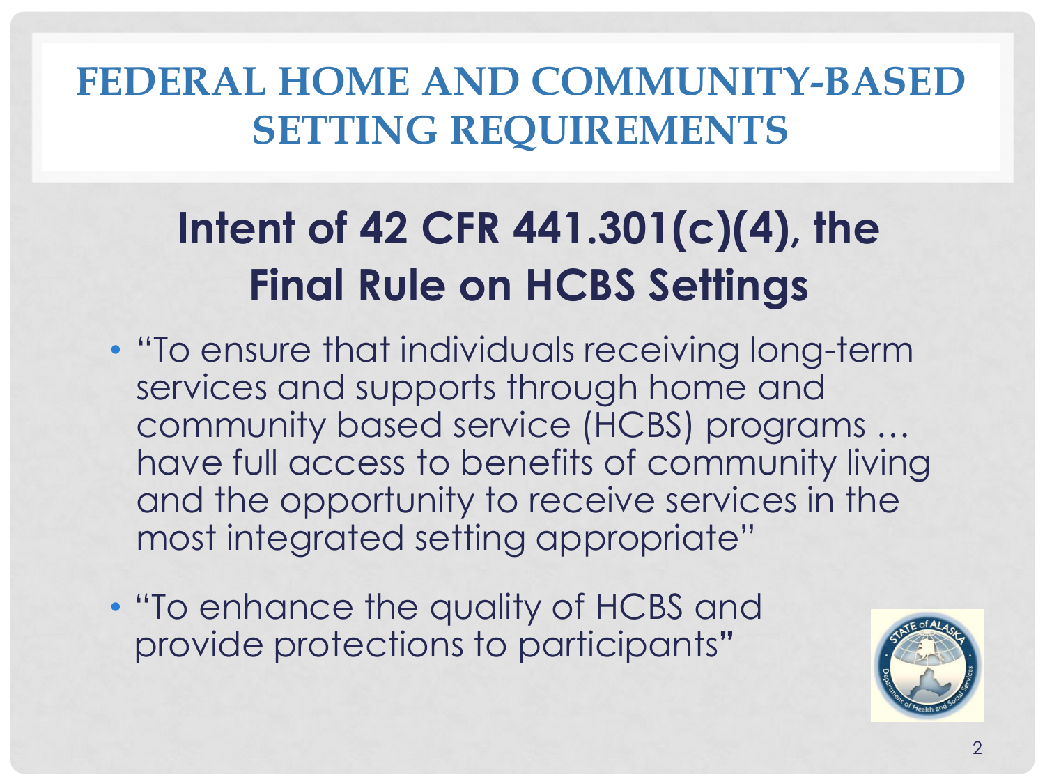# FEDERAL HOME AND COMMUNITY-BASED SETTING REQUIREMENTS

## Intent of 42 CFR 441.301(c)(4), the Final Rule on HCBS Settings

- "To ensure that individuals receiving long-term services and supports through home and community based service (HCBS) programs … have full access to benefits of community living and the opportunity to receive services in the most integrated setting appropriate"
- "To enhance the quality of HCBS and provide protections to participants"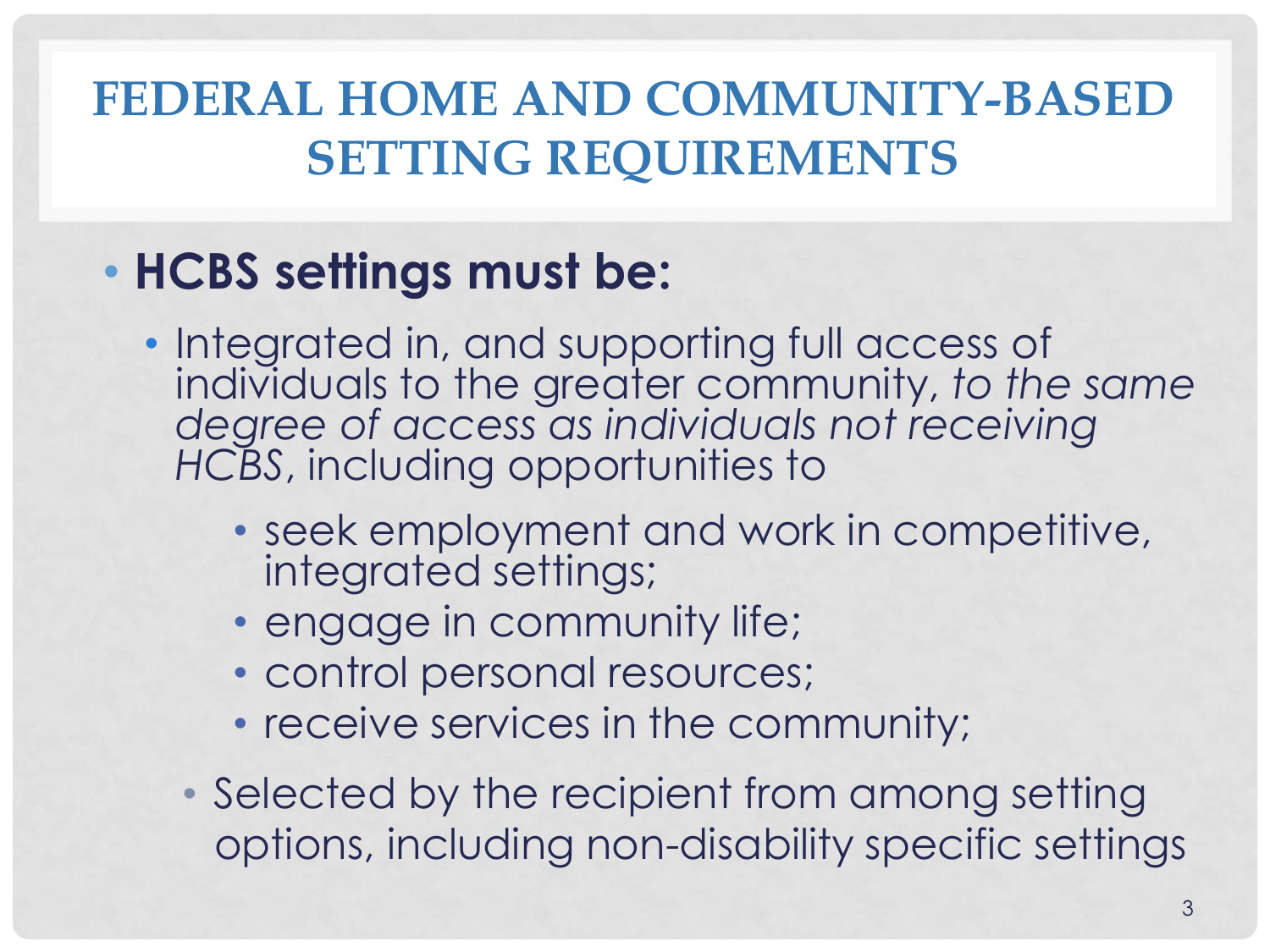# FEDERAL HOME AND COMMUNITY-BASED SETTING REQUIREMENTS

- **HCBS settings must be:**
  - Integrated in, and supporting full access of individuals to the greater community, *to the same degree of access as individuals not receiving HCBS*, including opportunities to
    - seek employment and work in competitive, integrated settings;
    - engage in community life;
    - control personal resources;
    - receive services in the community;
  - Selected by the recipient from among setting options, including non-disability specific settings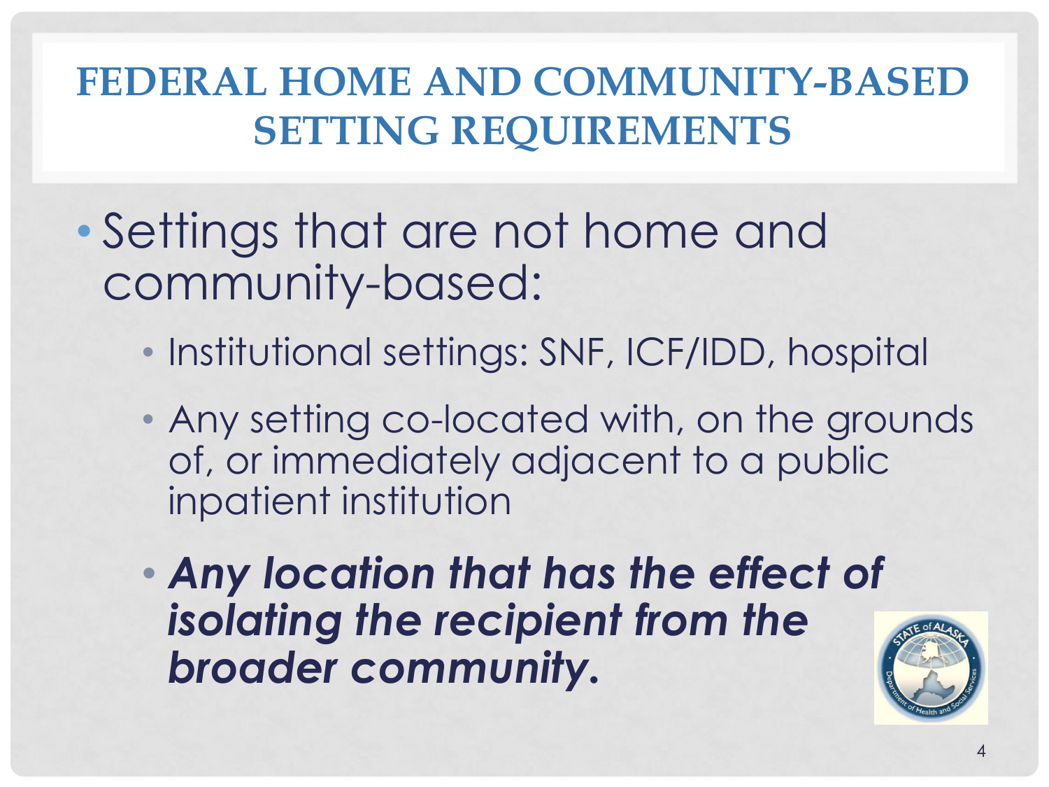# FEDERAL HOME AND COMMUNITY-BASED SETTING REQUIREMENTS

- Settings that are not home and community-based:
  - Institutional settings: SNF, ICF/IDD, hospital
  - Any setting co-located with, on the grounds of, or immediately adjacent to a public inpatient institution
  - ***Any location that has the effect of isolating the recipient from the broader community.***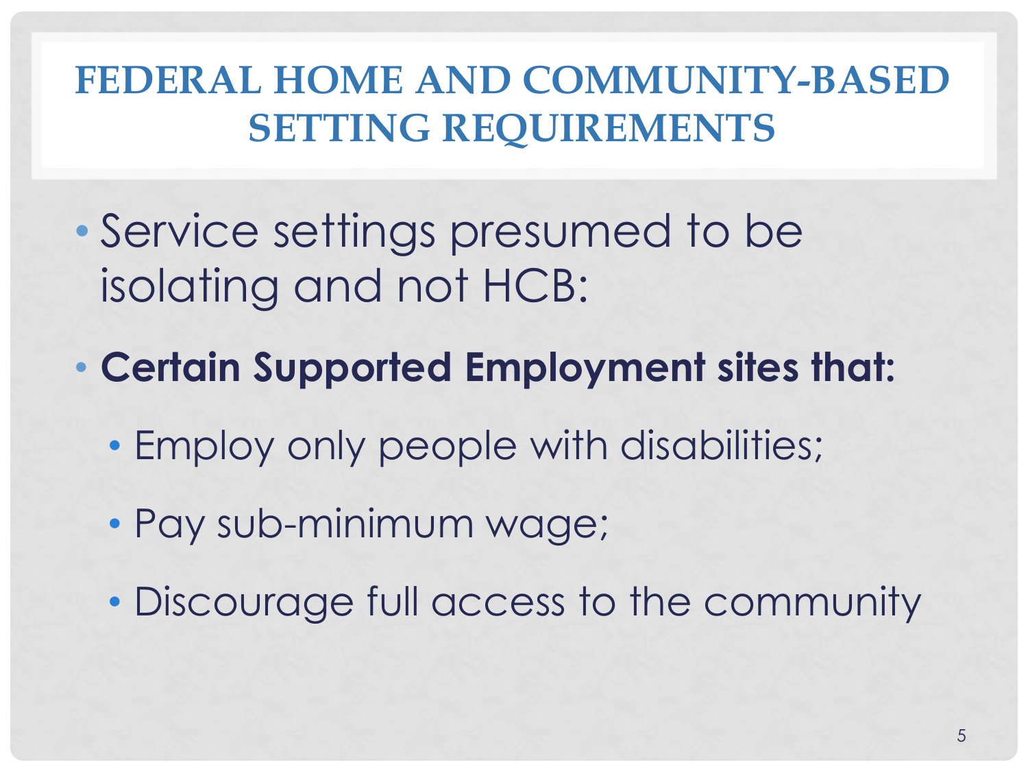# FEDERAL HOME AND COMMUNITY-BASED SETTING REQUIREMENTS

- Service settings presumed to be isolating and not HCB:
- **Certain Supported Employment sites that:**
  - Employ only people with disabilities;
  - Pay sub-minimum wage;
  - Discourage full access to the community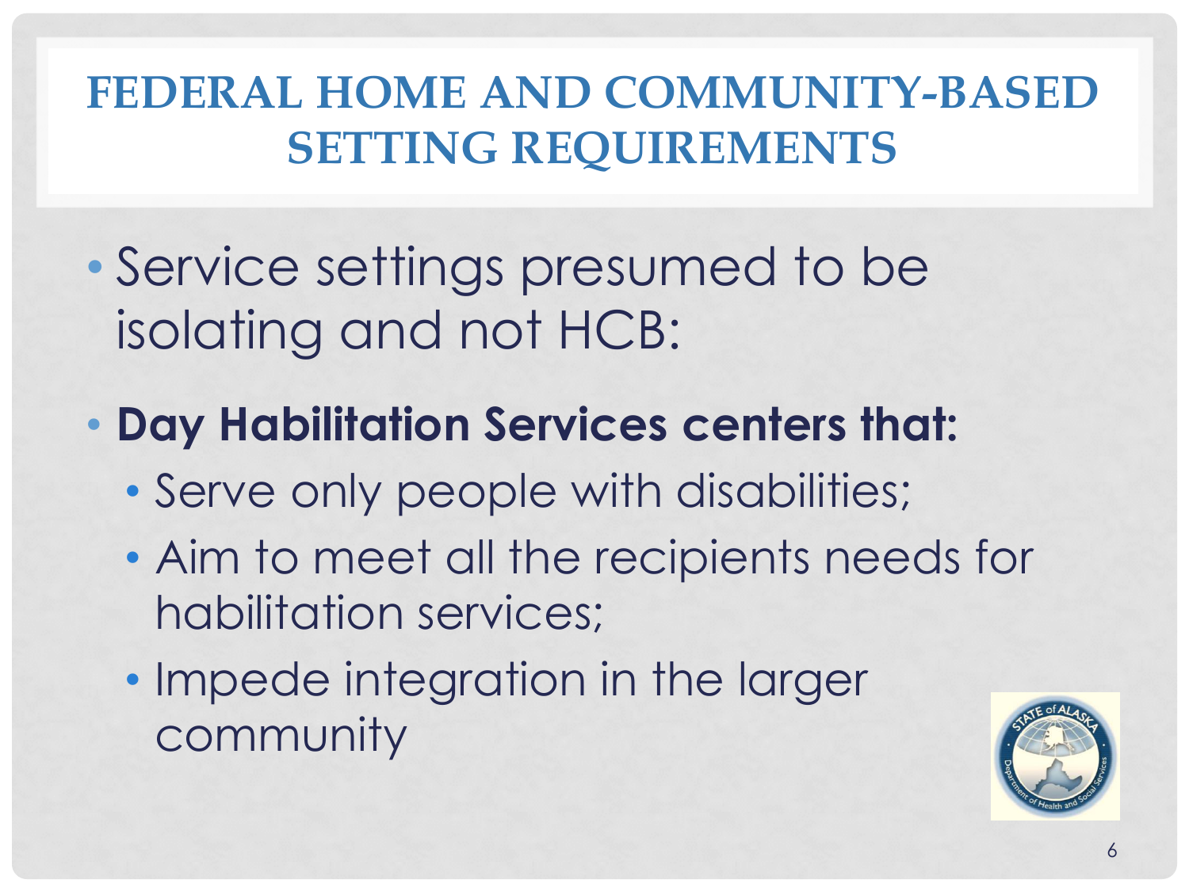# FEDERAL HOME AND COMMUNITY-BASED SETTING REQUIREMENTS

- Service settings presumed to be isolating and not HCB:
- **Day Habilitation Services centers that:**
  - Serve only people with disabilities;
  - Aim to meet all the recipients needs for habilitation services;
  - Impede integration in the larger community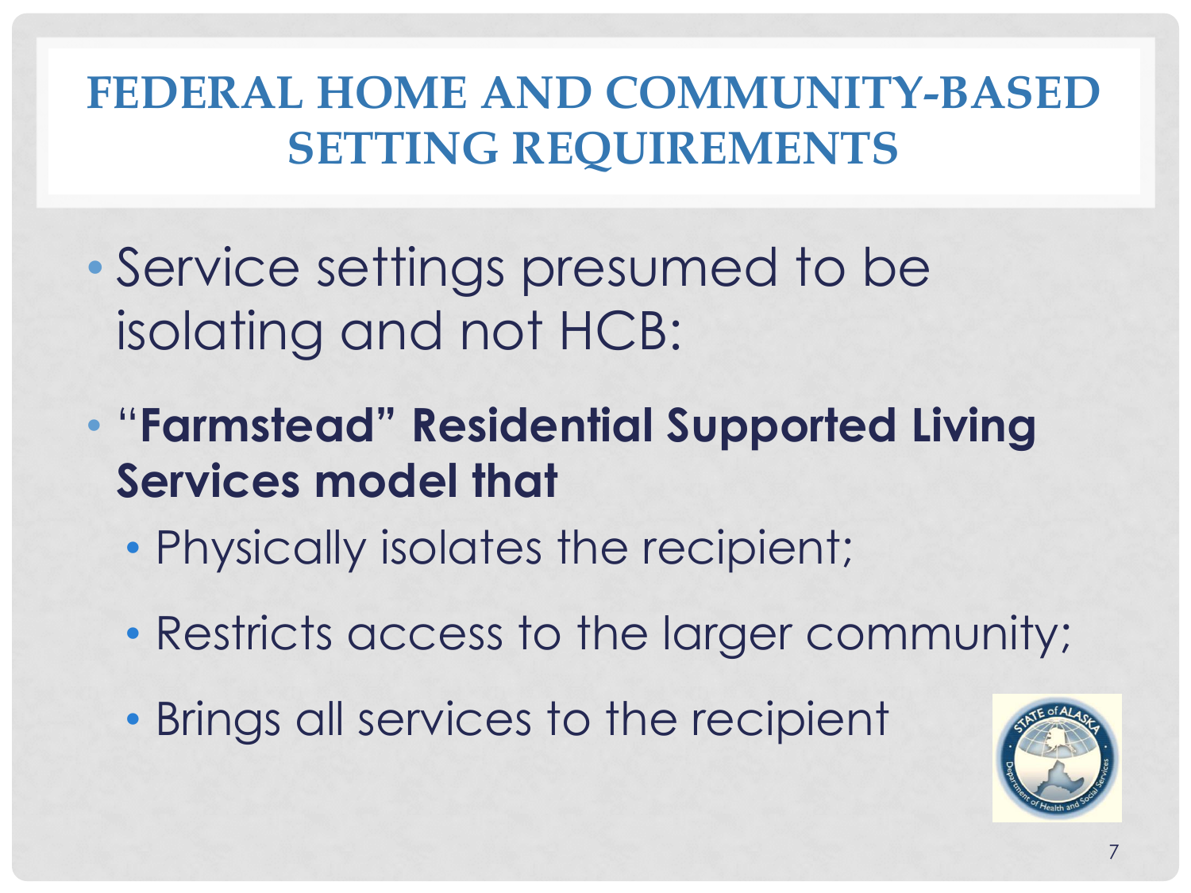# FEDERAL HOME AND COMMUNITY-BASED SETTING REQUIREMENTS

- Service settings presumed to be isolating and not HCB:
- **"Farmstead" Residential Supported Living Services model that**
  - Physically isolates the recipient;
  - Restricts access to the larger community;
  - Brings all services to the recipient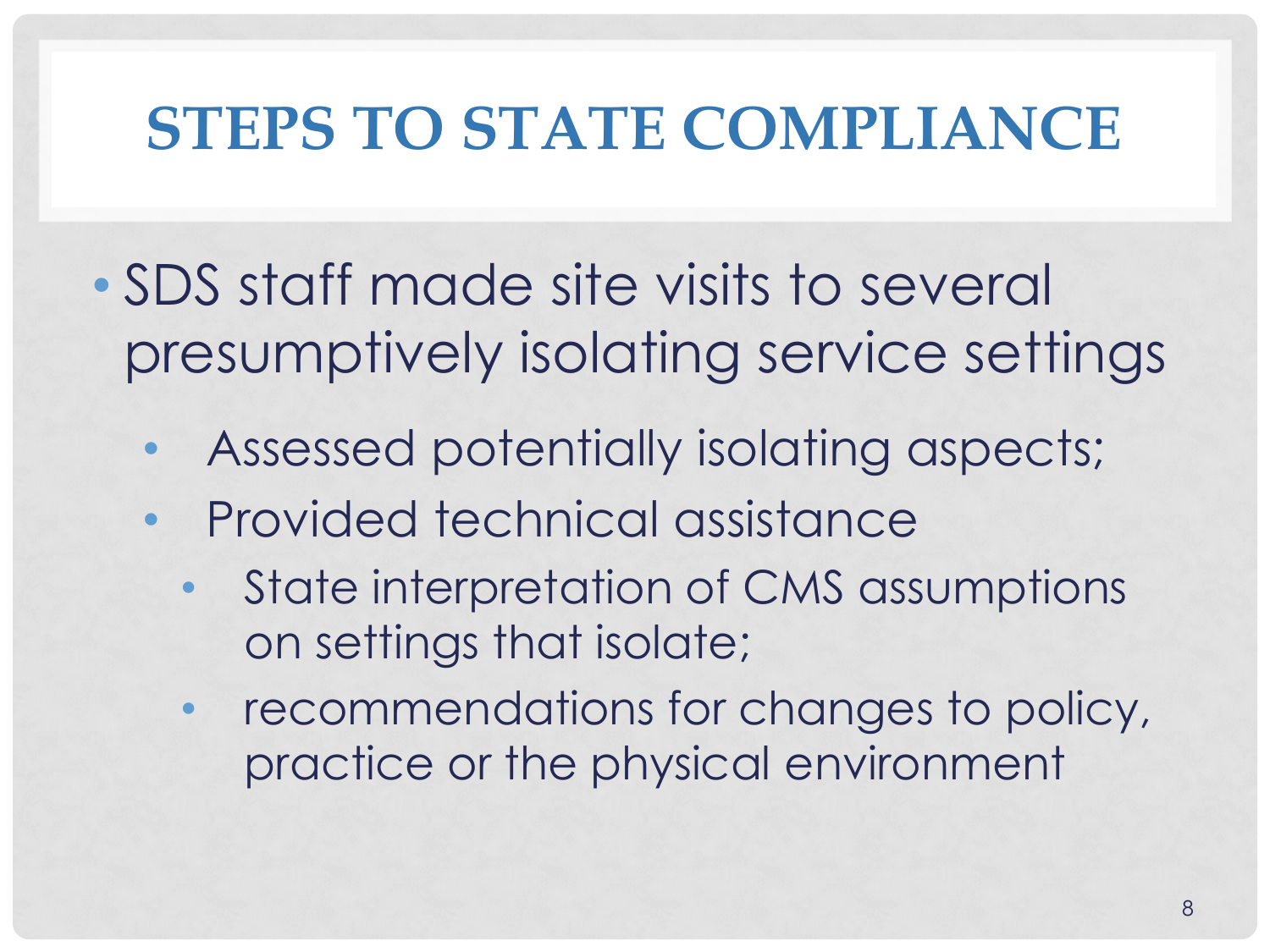# STEPS TO STATE COMPLIANCE

- SDS staff made site visits to several presumptively isolating service settings
  - Assessed potentially isolating aspects;
  - Provided technical assistance
    - State interpretation of CMS assumptions on settings that isolate;
    - recommendations for changes to policy, practice or the physical environment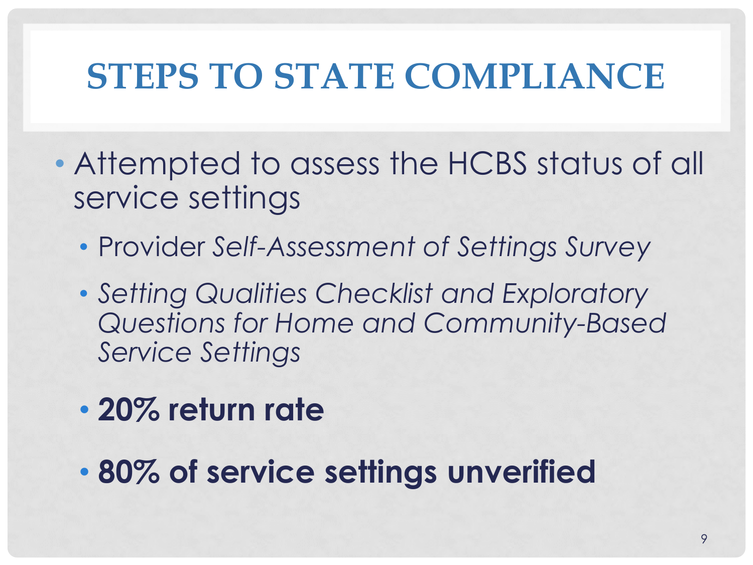# STEPS TO STATE COMPLIANCE

- Attempted to assess the HCBS status of all service settings
  - Provider *Self-Assessment of Settings Survey*
  - *Setting Qualities Checklist and Exploratory Questions for Home and Community-Based Service Settings*
  - **20% return rate**
  - **80% of service settings unverified**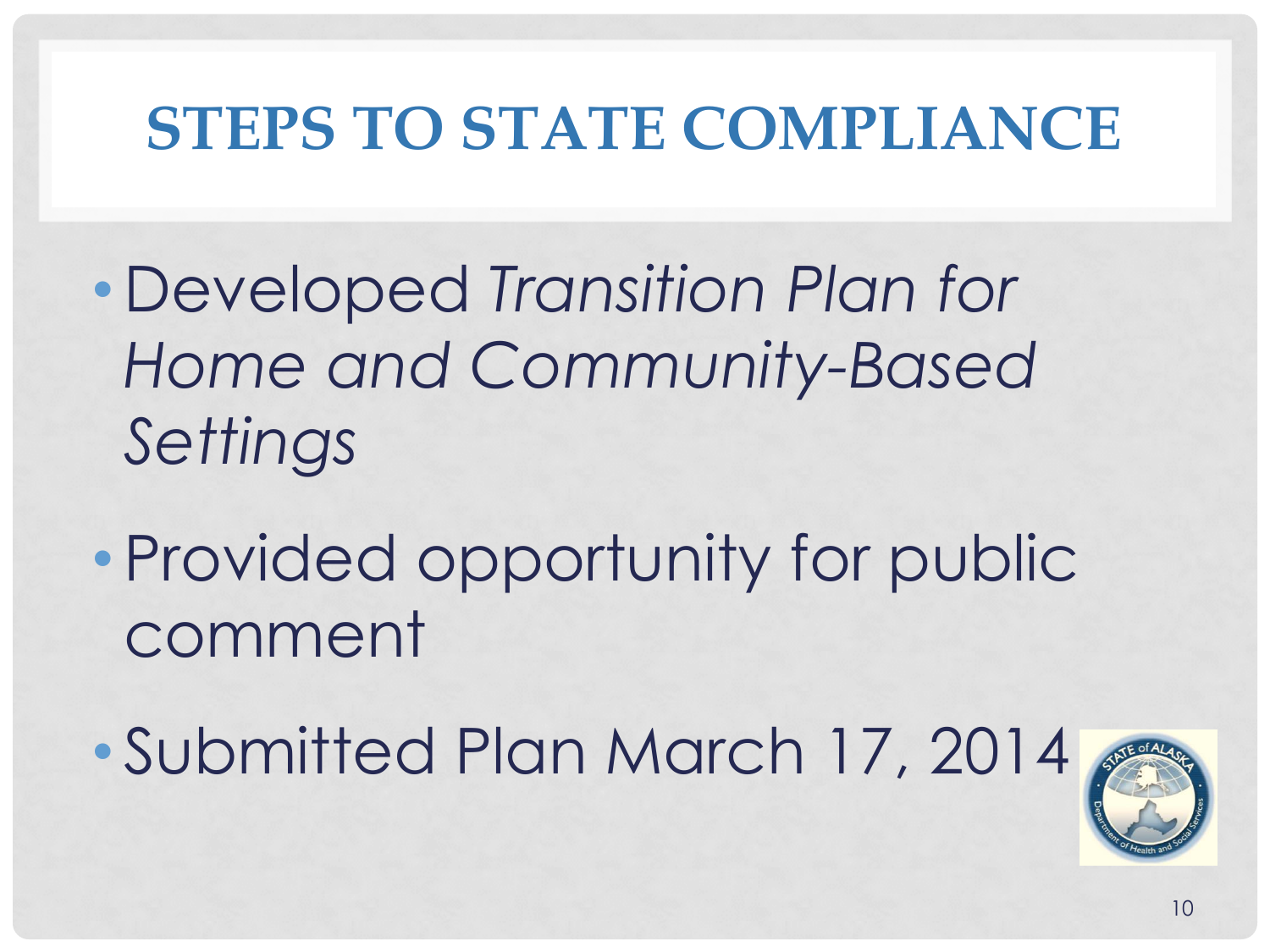# STEPS TO STATE COMPLIANCE

- Developed *Transition Plan for Home and Community-Based Settings*
- Provided opportunity for public comment
- Submitted Plan March 17, 2014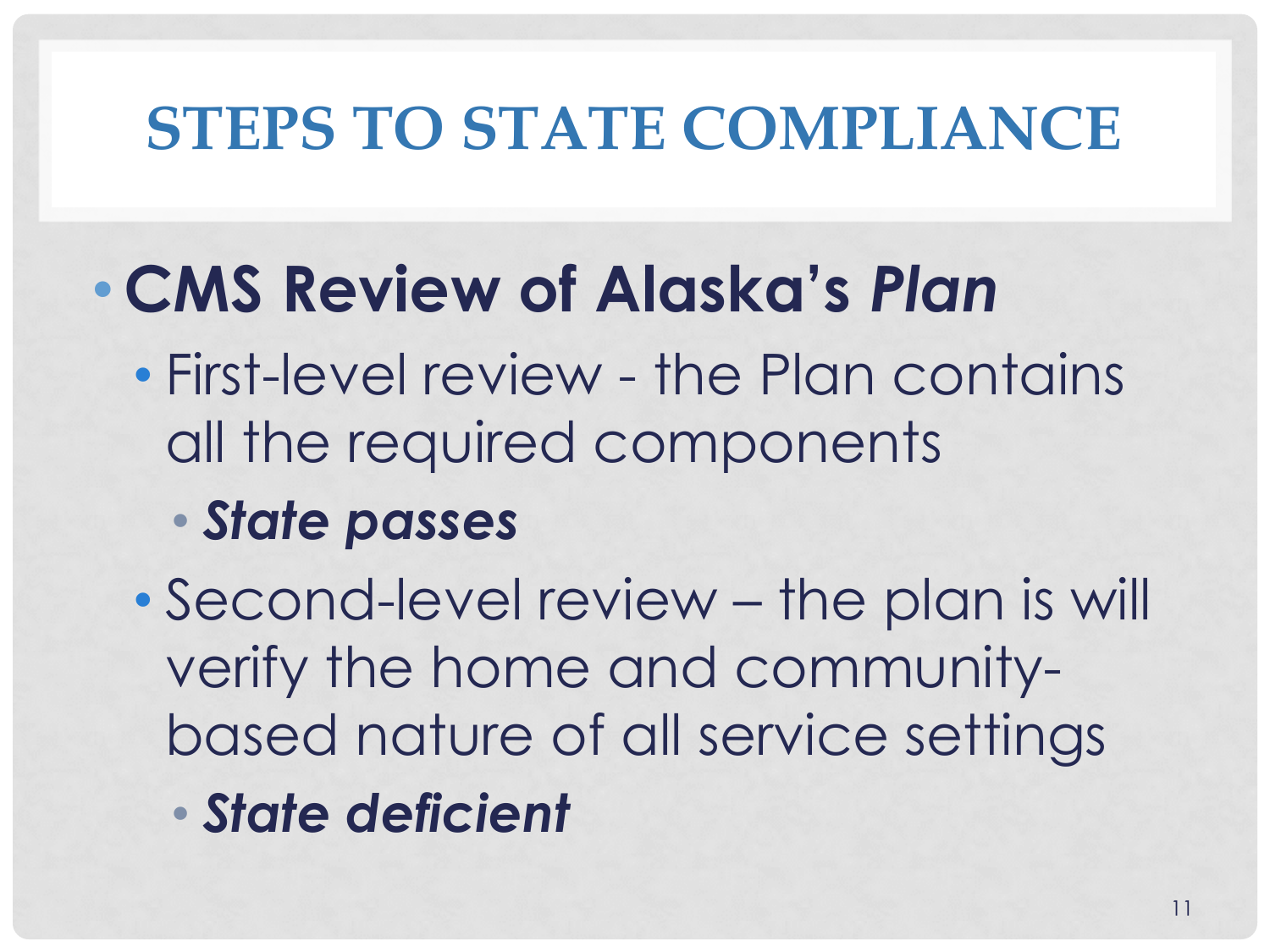# STEPS TO STATE COMPLIANCE

- **CMS Review of Alaska's *Plan***
  - First-level review - the Plan contains all the required components
    - ***State passes***
  - Second-level review – the plan is will verify the home and community-based nature of all service settings
    - ***State deficient***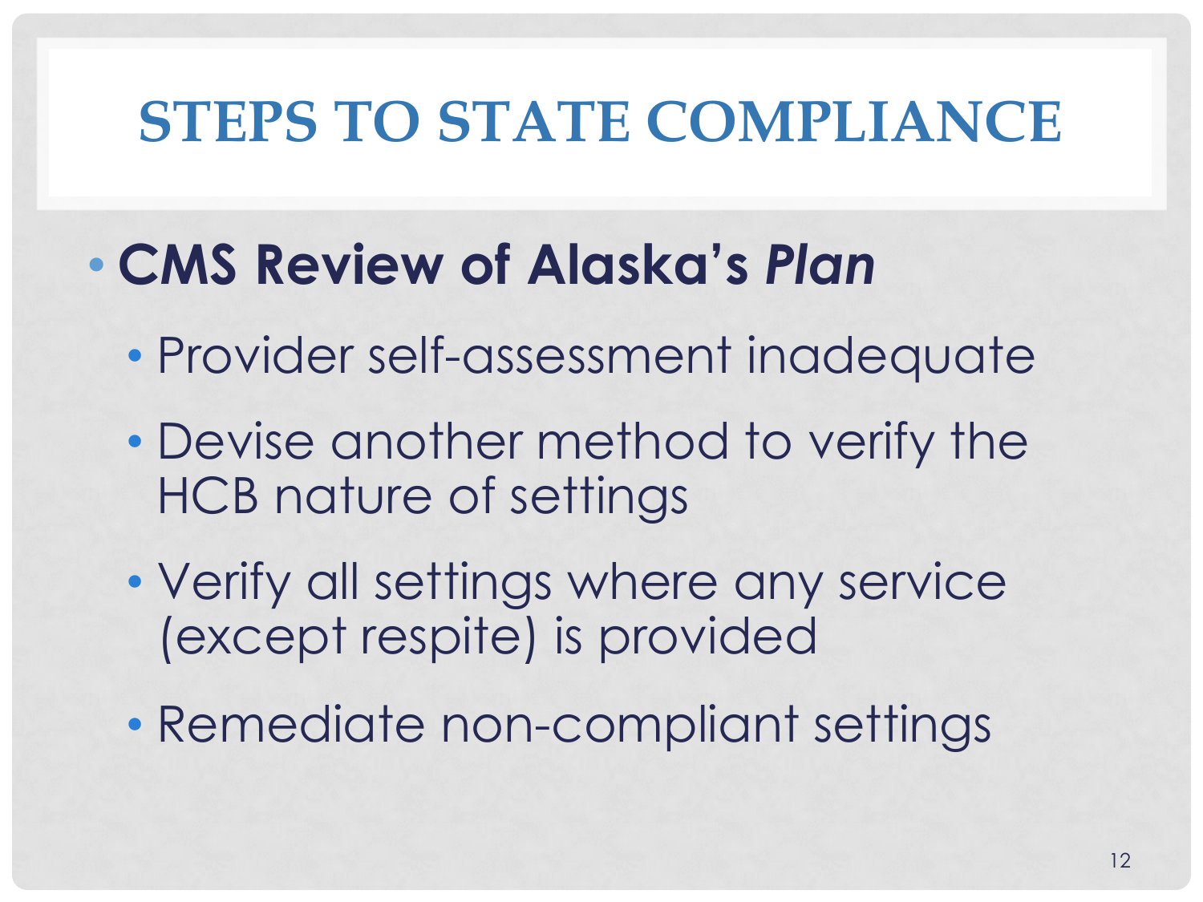# STEPS TO STATE COMPLIANCE

- **CMS Review of Alaska's *Plan***
  - Provider self-assessment inadequate
  - Devise another method to verify the HCB nature of settings
  - Verify all settings where any service (except respite) is provided
  - Remediate non-compliant settings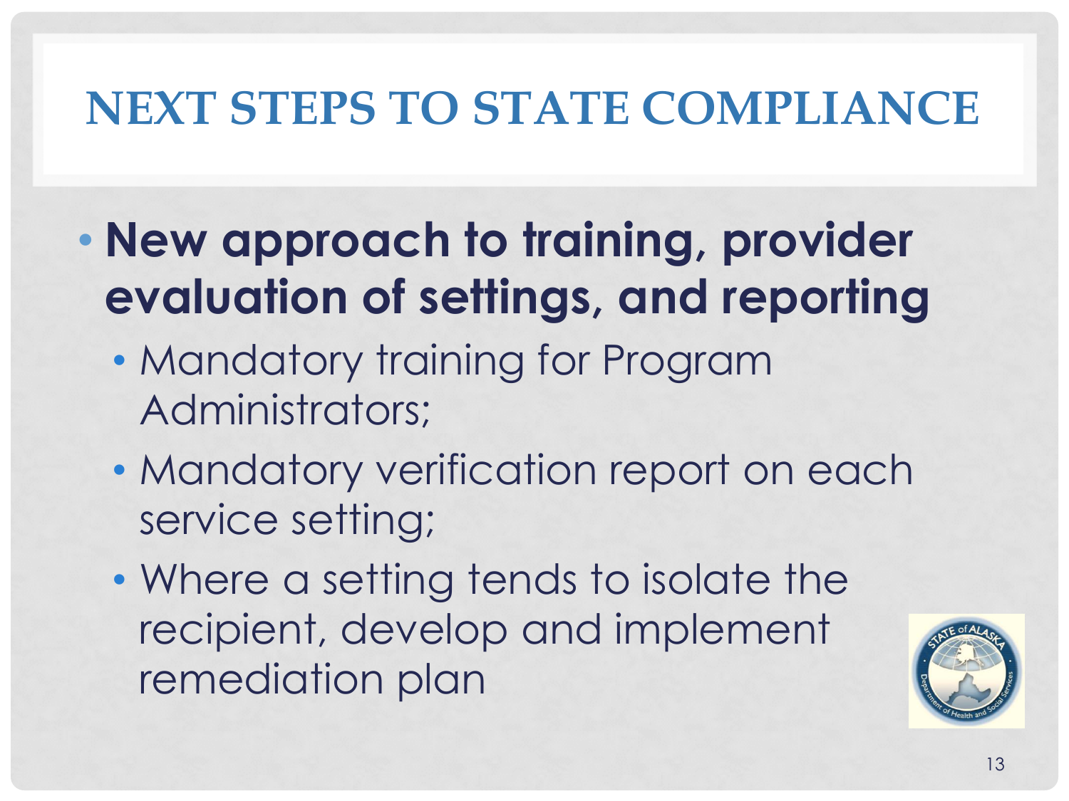# NEXT STEPS TO STATE COMPLIANCE

- **New approach to training, provider evaluation of settings, and reporting**
  - Mandatory training for Program Administrators;
  - Mandatory verification report on each service setting;
  - Where a setting tends to isolate the recipient, develop and implement remediation plan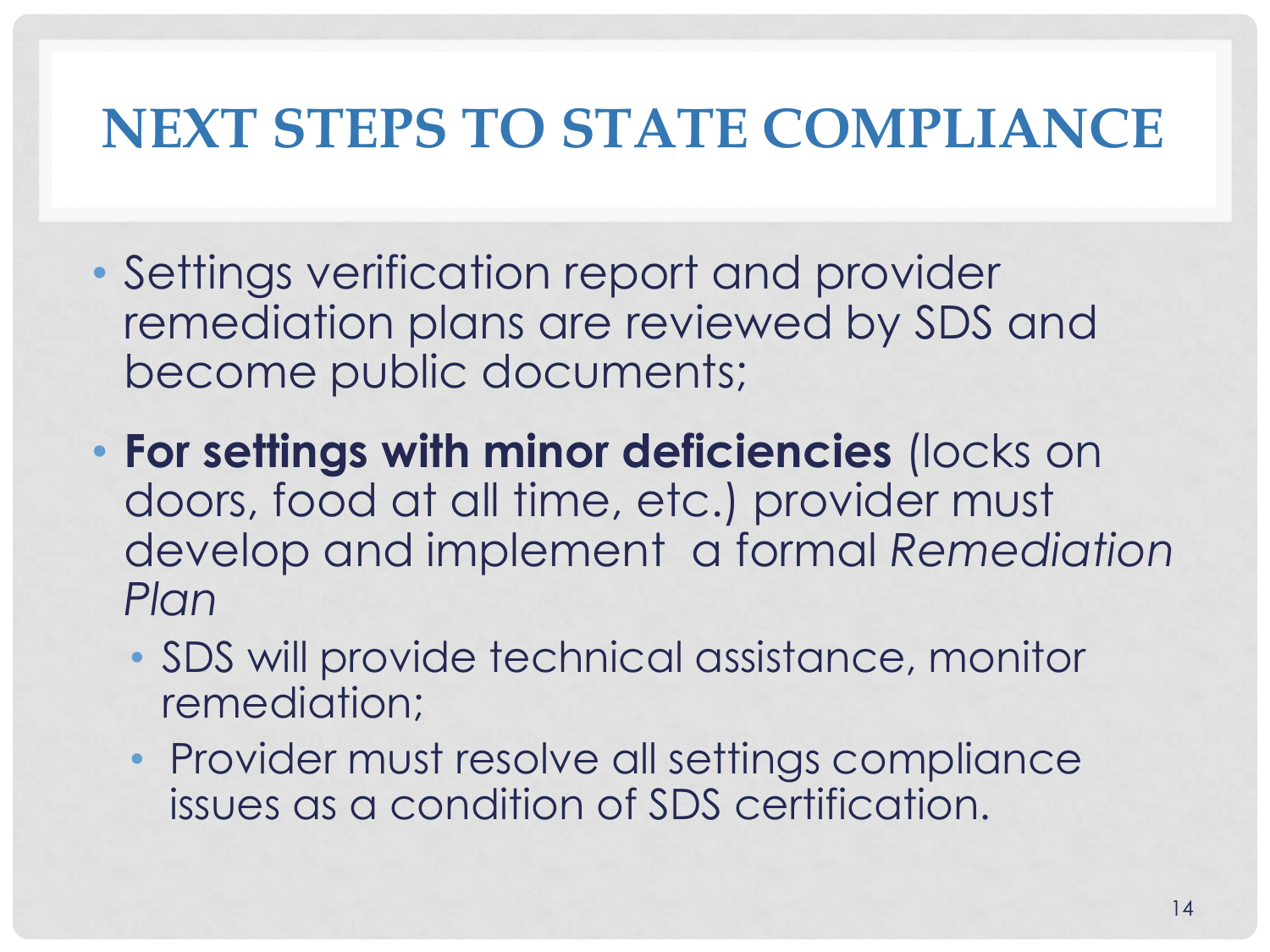# NEXT STEPS TO STATE COMPLIANCE

- Settings verification report and provider remediation plans are reviewed by SDS and become public documents;
- **For settings with minor deficiencies** (locks on doors, food at all time, etc.) provider must develop and implement a formal *Remediation Plan*
  - SDS will provide technical assistance, monitor remediation;
  - Provider must resolve all settings compliance issues as a condition of SDS certification.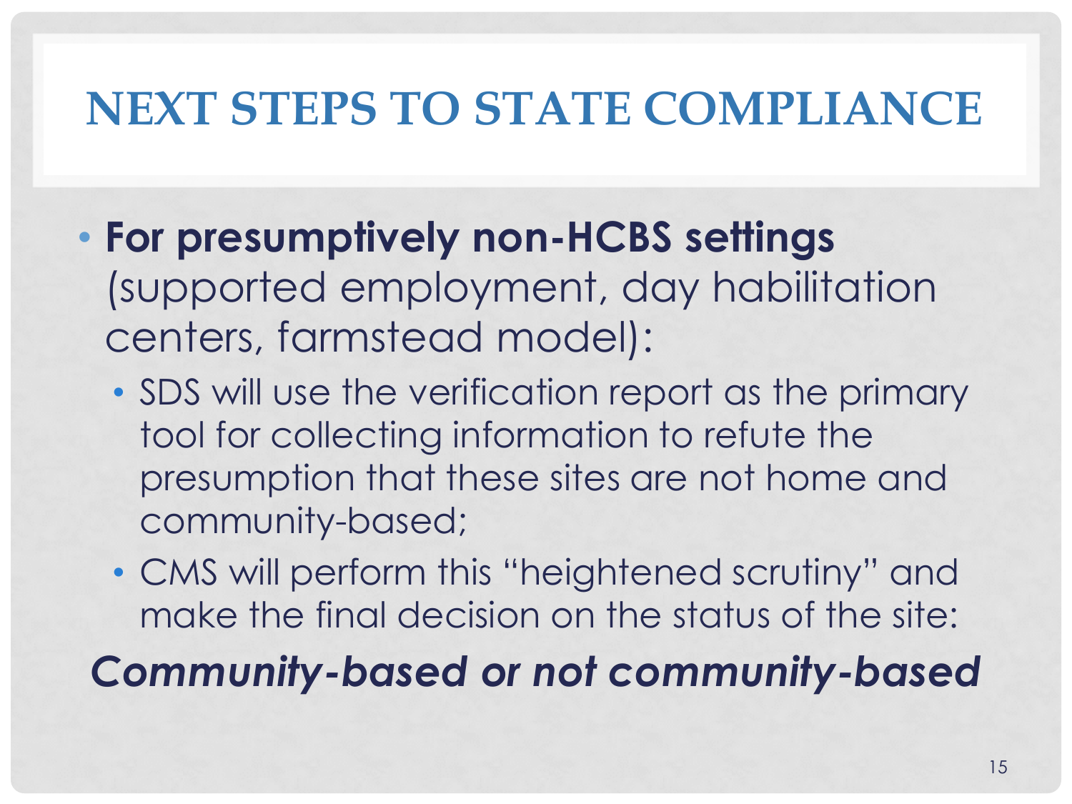# NEXT STEPS TO STATE COMPLIANCE

- **For presumptively non-HCBS settings** (supported employment, day habilitation centers, farmstead model):
  - SDS will use the verification report as the primary tool for collecting information to refute the presumption that these sites are not home and community-based;
  - CMS will perform this "heightened scrutiny" and make the final decision on the status of the site:

***Community-based or not community-based***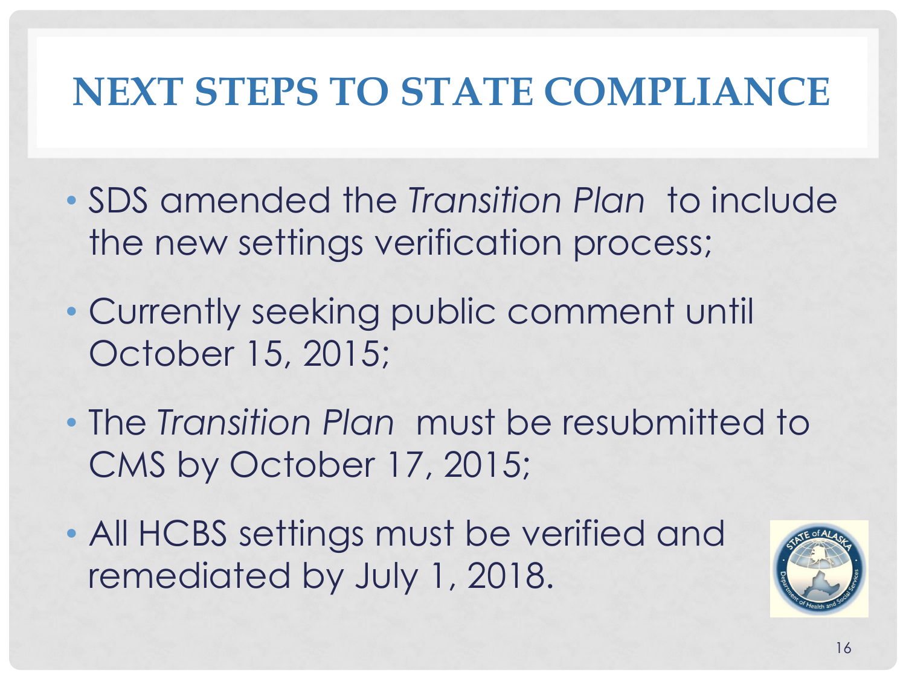# NEXT STEPS TO STATE COMPLIANCE

- SDS amended the *Transition Plan* to include the new settings verification process;
- Currently seeking public comment until October 15, 2015;
- The *Transition Plan* must be resubmitted to CMS by October 17, 2015;
- All HCBS settings must be verified and remediated by July 1, 2018.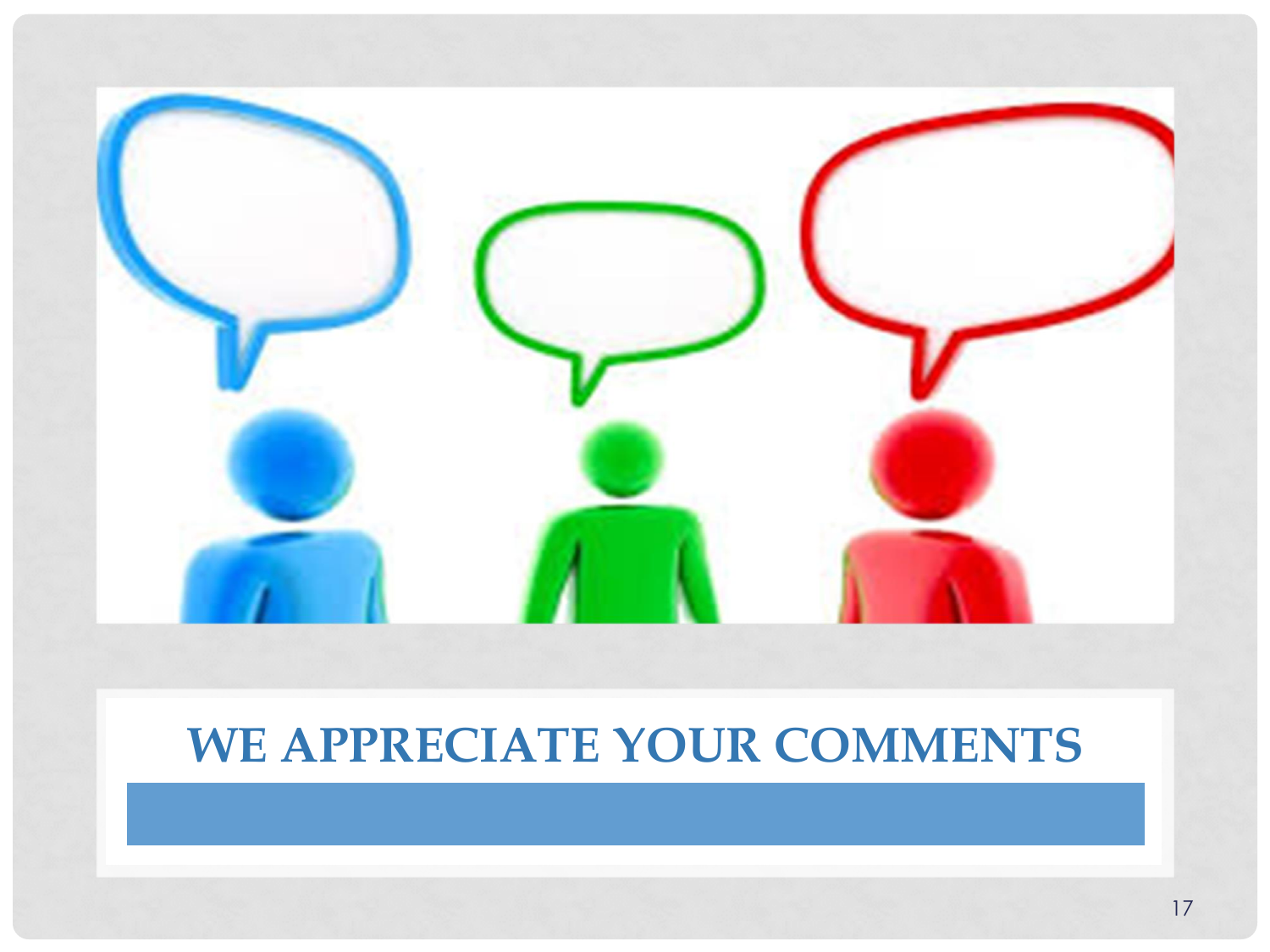# WE APPRECIATE YOUR COMMENTS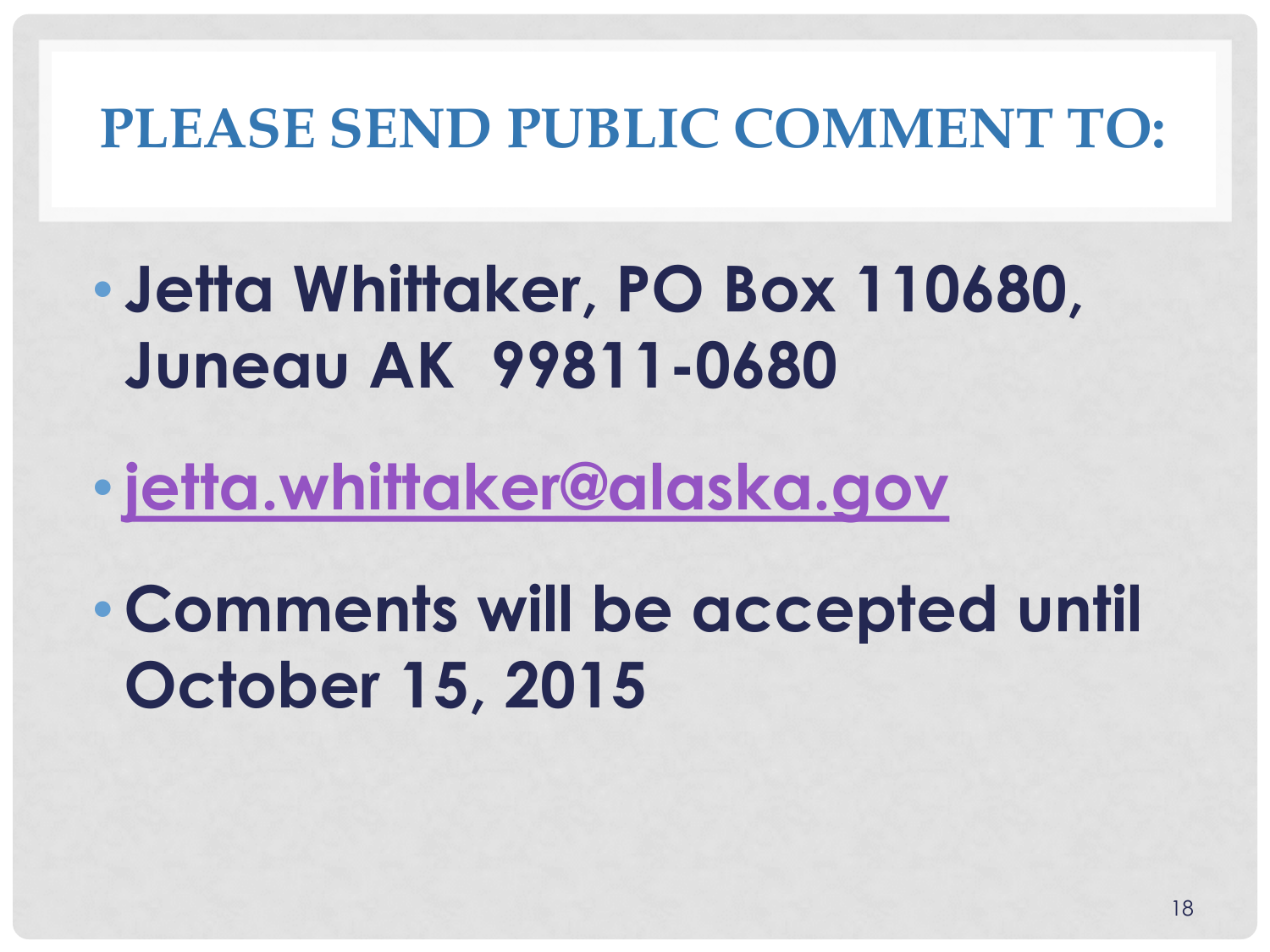# PLEASE SEND PUBLIC COMMENT TO:

- Jetta Whittaker, PO Box 110680, Juneau AK 99811-0680
- jetta.whittaker@alaska.gov
- Comments will be accepted until October 15, 2015